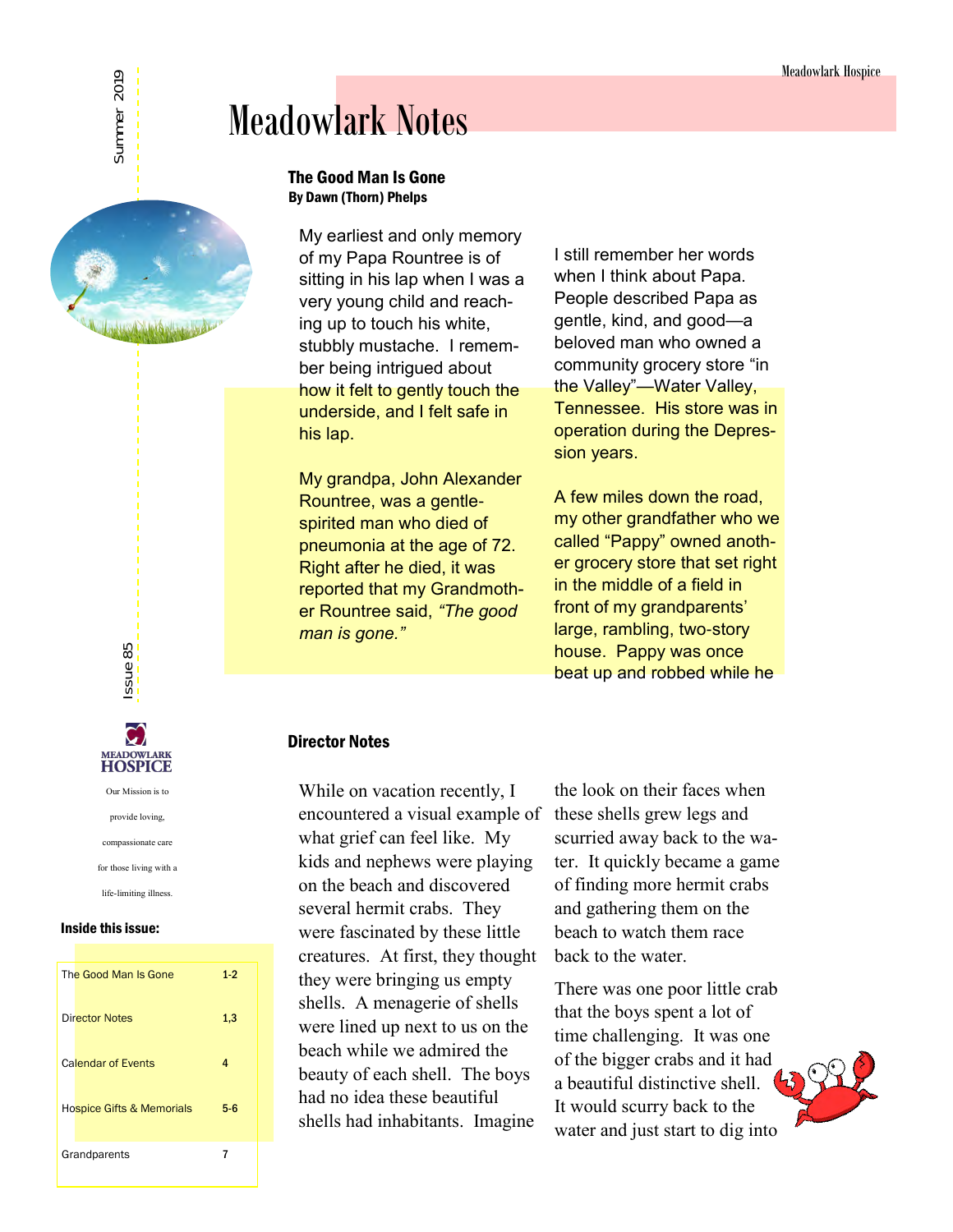# Meadowlark Notes

Summer 2019

Issue 85

## The Good Man Is Gone

**By Dawn (Thorn) Phelps**

My earliest and only memory of my Papa Rountree is of sitting in his lap when I was a very young child and reaching up to touch his white, stubbly mustache. I remember being intrigued about how it felt to gently touch the underside, and I felt safe in his lap.

My grandpa, John Alexander Rountree, was a gentle-spirited man who died of pneumonia at the age of 72. Right after he died, it was reported that my Grandmother Rountree said, *"The good man is gone."*

I still remember her words when I think about Papa. People described Papa as gentle, kind, and good—a beloved man who owned a community grocery store "in the Valley"—Water Valley, Tennessee. His store was in operation during the Depression years.

A few miles down the road, my other grandfather who we called "Pappy" owned another grocery store that set right in the middle of a field in front of my grandparents' large, rambling, two-story house. Pappy was once beat up and robbed while he

## Director Notes

While on vacation recently, I encountered a visual example of what grief can feel like. My kids and nephews were playing on the beach and discovered several hermit crabs. They were fascinated by these little creatures. At first, they thought they were bringing us empty shells. A menagerie of shells were lined up next to us on the beach while we admired the beauty of each shell. The boys had no idea these beautiful shells had inhabitants. Imagine the look on their faces when these shells grew legs and scurried away back to the water. It quickly became a game of finding more hermit crabs and gathering them on the beach to watch them race back to the water.

There was one poor little crab that the boys spent a lot of time challenging. It was one of the bigger crabs and it had a beautiful distinctive shell. It would scurry back to the water and just start to dig into

**MEADOWLARK HOSPICE**

Our Mission is to provide loving, compassionate care for those living with a life-limiting illness.

### Inside this issue:

| | |
|---|---|
| The Good Man Is Gone | 1-2 |
| Director Notes | 1,3 |
| Calendar of Events | 4 |
| Hospice Gifts & Memorials | 5-6 |
| Grandparents | 7 |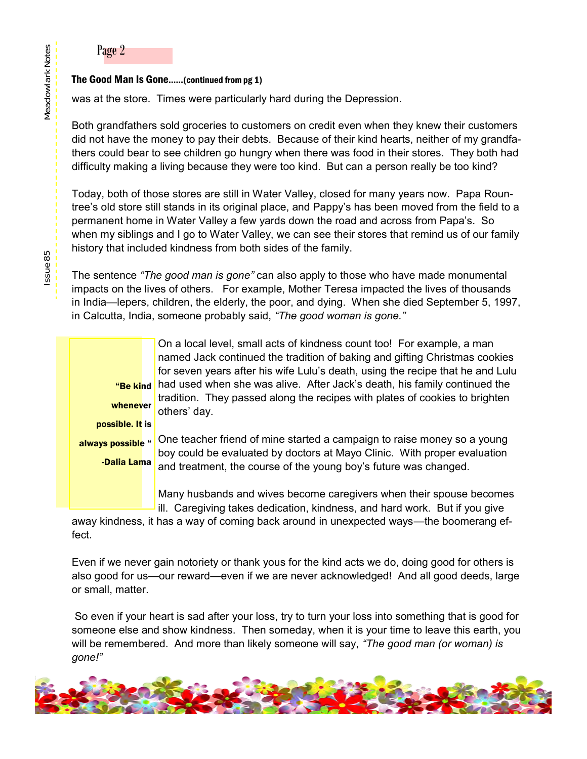### The Good Man Is Gone……(continued from pg 1)

was at the store. Times were particularly hard during the Depression.

Both grandfathers sold groceries to customers on credit even when they knew their customers did not have the money to pay their debts. Because of their kind hearts, neither of my grandfathers could bear to see children go hungry when there was food in their stores. They both had difficulty making a living because they were too kind. But can a person really be too kind?

Today, both of those stores are still in Water Valley, closed for many years now. Papa Rountree's old store still stands in its original place, and Pappy's has been moved from the field to a permanent home in Water Valley a few yards down the road and across from Papa's. So when my siblings and I go to Water Valley, we can see their stores that remind us of our family history that included kindness from both sides of the family.

The sentence *"The good man is gone"* can also apply to those who have made monumental impacts on the lives of others. For example, Mother Teresa impacted the lives of thousands in India—lepers, children, the elderly, the poor, and dying. When she died September 5, 1997, in Calcutta, India, someone probably said, *"The good woman is gone."*

> **"Be kind whenever possible. It is always possible "**
>
> **-Dalia Lama**

On a local level, small acts of kindness count too! For example, a man named Jack continued the tradition of baking and gifting Christmas cookies for seven years after his wife Lulu's death, using the recipe that he and Lulu had used when she was alive. After Jack's death, his family continued the tradition. They passed along the recipes with plates of cookies to brighten others' day.

One teacher friend of mine started a campaign to raise money so a young boy could be evaluated by doctors at Mayo Clinic. With proper evaluation and treatment, the course of the young boy's future was changed.

Many husbands and wives become caregivers when their spouse becomes ill. Caregiving takes dedication, kindness, and hard work. But if you give away kindness, it has a way of coming back around in unexpected ways—the boomerang effect.

Even if we never gain notoriety or thank yous for the kind acts we do, doing good for others is also good for us—our reward—even if we are never acknowledged! And all good deeds, large or small, matter.

So even if your heart is sad after your loss, try to turn your loss into something that is good for someone else and show kindness. Then someday, when it is your time to leave this earth, you will be remembered. And more than likely someone will say, *"The good man (or woman) is gone!"*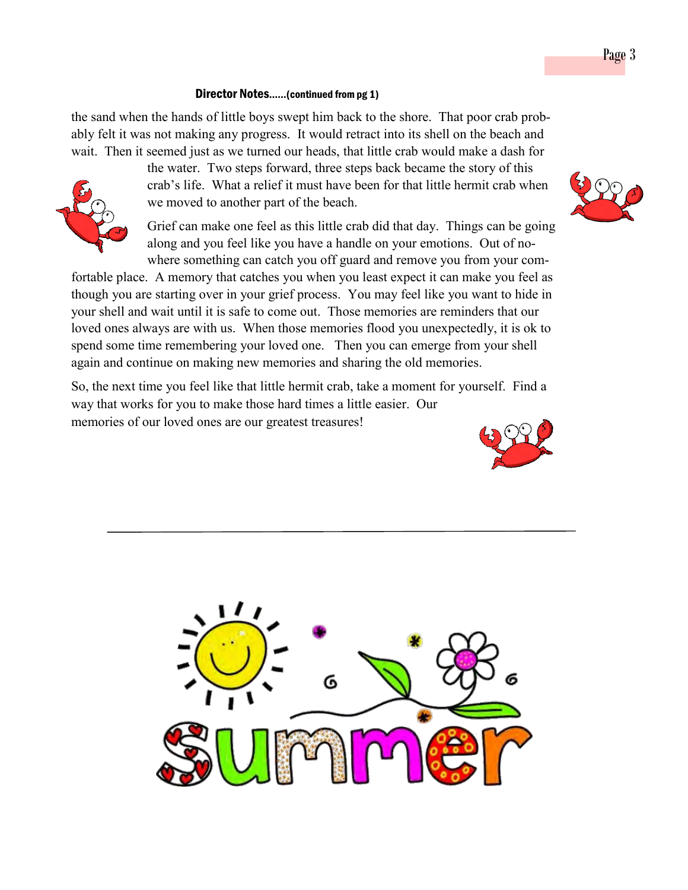**Director Notes……(continued from pg 1)**

the sand when the hands of little boys swept him back to the shore. That poor crab probably felt it was not making any progress. It would retract into its shell on the beach and wait. Then it seemed just as we turned our heads, that little crab would make a dash for the water. Two steps forward, three steps back became the story of this crab's life. What a relief it must have been for that little hermit crab when we moved to another part of the beach.

Grief can make one feel as this little crab did that day. Things can be going along and you feel like you have a handle on your emotions. Out of nowhere something can catch you off guard and remove you from your comfortable place. A memory that catches you when you least expect it can make you feel as though you are starting over in your grief process. You may feel like you want to hide in your shell and wait until it is safe to come out. Those memories are reminders that our loved ones always are with us. When those memories flood you unexpectedly, it is ok to spend some time remembering your loved one. Then you can emerge from your shell again and continue on making new memories and sharing the old memories.

So, the next time you feel like that little hermit crab, take a moment for yourself. Find a way that works for you to make those hard times a little easier. Our memories of our loved ones are our greatest treasures!

---

summer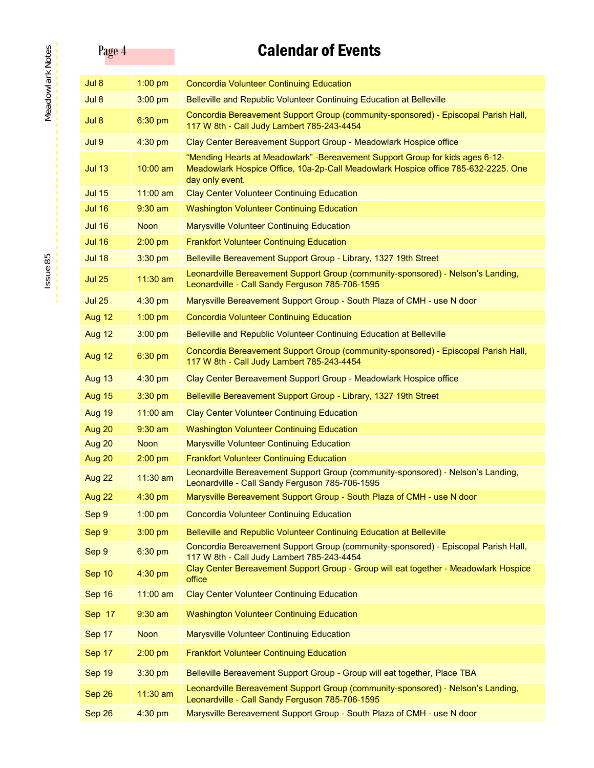# Calendar of Events

| Date | Time | Event |
|---|---|---|
| Jul 8 | 1:00 pm | Concordia Volunteer Continuing Education |
| Jul 8 | 3:00 pm | Belleville and Republic Volunteer Continuing Education at Belleville |
| Jul 8 | 6:30 pm | Concordia Bereavement Support Group (community-sponsored) - Episcopal Parish Hall, 117 W 8th - Call Judy Lambert 785-243-4454 |
| Jul 9 | 4:30 pm | Clay Center Bereavement Support Group - Meadowlark Hospice office |
| Jul 13 | 10:00 am | "Mending Hearts at Meadowlark" -Bereavement Support Group for kids ages 6-12- Meadowlark Hospice Office, 10a-2p-Call Meadowlark Hospice office 785-632-2225. One day only event. |
| Jul 15 | 11:00 am | Clay Center Volunteer Continuing Education |
| Jul 16 | 9:30 am | Washington Volunteer Continuing Education |
| Jul 16 | Noon | Marysville Volunteer Continuing Education |
| Jul 16 | 2:00 pm | Frankfort Volunteer Continuing Education |
| Jul 18 | 3:30 pm | Belleville Bereavement Support Group - Library, 1327 19th Street |
| Jul 25 | 11:30 am | Leonardville Bereavement Support Group (community-sponsored) - Nelson's Landing, Leonardville - Call Sandy Ferguson 785-706-1595 |
| Jul 25 | 4:30 pm | Marysville Bereavement Support Group - South Plaza of CMH - use N door |
| Aug 12 | 1:00 pm | Concordia Volunteer Continuing Education |
| Aug 12 | 3:00 pm | Belleville and Republic Volunteer Continuing Education at Belleville |
| Aug 12 | 6:30 pm | Concordia Bereavement Support Group (community-sponsored) - Episcopal Parish Hall, 117 W 8th - Call Judy Lambert 785-243-4454 |
| Aug 13 | 4:30 pm | Clay Center Bereavement Support Group - Meadowlark Hospice office |
| Aug 15 | 3:30 pm | Belleville Bereavement Support Group - Library, 1327 19th Street |
| Aug 19 | 11:00 am | Clay Center Volunteer Continuing Education |
| Aug 20 | 9:30 am | Washington Volunteer Continuing Education |
| Aug 20 | Noon | Marysville Volunteer Continuing Education |
| Aug 20 | 2:00 pm | Frankfort Volunteer Continuing Education |
| Aug 22 | 11:30 am | Leonardville Bereavement Support Group (community-sponsored) - Nelson's Landing, Leonardville - Call Sandy Ferguson 785-706-1595 |
| Aug 22 | 4:30 pm | Marysville Bereavement Support Group - South Plaza of CMH - use N door |
| Sep 9 | 1:00 pm | Concordia Volunteer Continuing Education |
| Sep 9 | 3:00 pm | Belleville and Republic Volunteer Continuing Education at Belleville |
| Sep 9 | 6:30 pm | Concordia Bereavement Support Group (community-sponsored) - Episcopal Parish Hall, 117 W 8th - Call Judy Lambert 785-243-4454 |
| Sep 10 | 4:30 pm | Clay Center Bereavement Support Group - Group will eat together - Meadowlark Hospice office |
| Sep 16 | 11:00 am | Clay Center Volunteer Continuing Education |
| Sep 17 | 9:30 am | Washington Volunteer Continuing Education |
| Sep 17 | Noon | Marysville Volunteer Continuing Education |
| Sep 17 | 2:00 pm | Frankfort Volunteer Continuing Education |
| Sep 19 | 3:30 pm | Belleville Bereavement Support Group - Group will eat together, Place TBA |
| Sep 26 | 11:30 am | Leonardville Bereavement Support Group (community-sponsored) - Nelson's Landing, Leonardville - Call Sandy Ferguson 785-706-1595 |
| Sep 26 | 4:30 pm | Marysville Bereavement Support Group - South Plaza of CMH - use N door |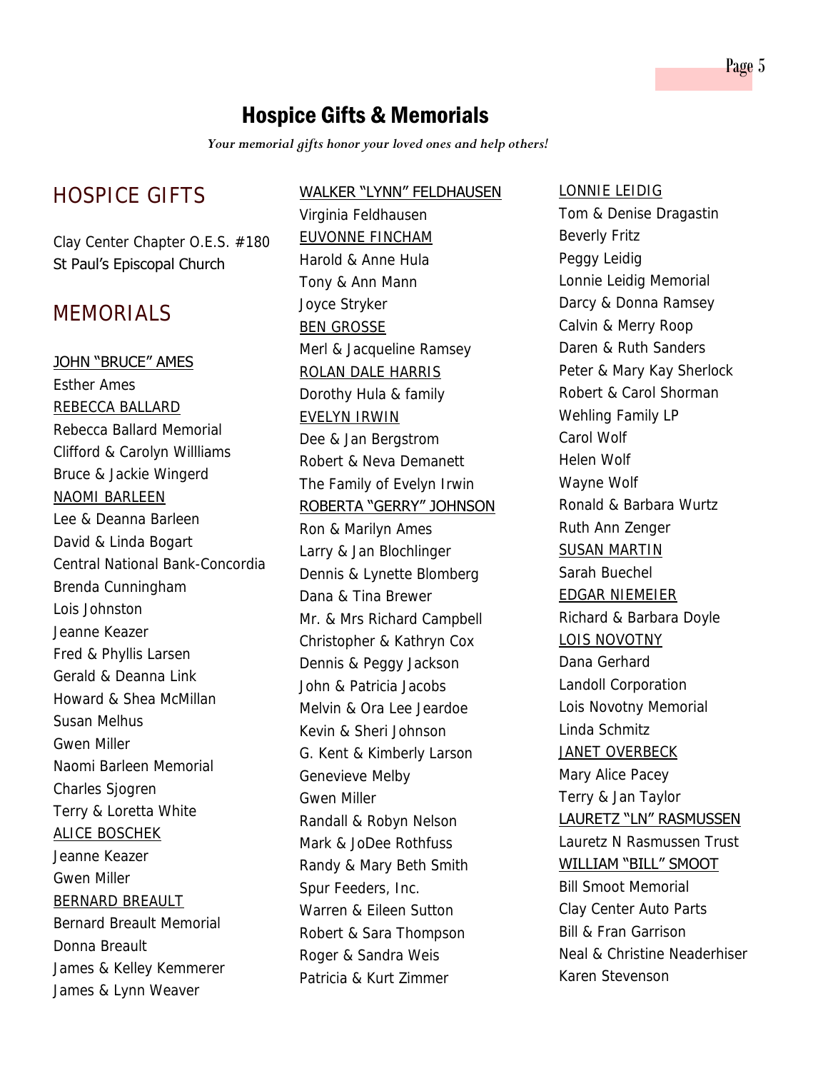# Hospice Gifts & Memorials

*Your memorial gifts honor your loved ones and help others!*

## HOSPICE GIFTS

Clay Center Chapter O.E.S. #180
St Paul's Episcopal Church

## MEMORIALS

<u>JOHN "BRUCE" AMES</u>
Esther Ames

<u>REBECCA BALLARD</u>
Rebecca Ballard Memorial
Clifford & Carolyn Willliams
Bruce & Jackie Wingerd

<u>NAOMI BARLEEN</u>
Lee & Deanna Barleen
David & Linda Bogart
Central National Bank-Concordia
Brenda Cunningham
Lois Johnston
Jeanne Keazer
Fred & Phyllis Larsen
Gerald & Deanna Link
Howard & Shea McMillan
Susan Melhus
Gwen Miller
Naomi Barleen Memorial
Charles Sjogren
Terry & Loretta White

<u>ALICE BOSCHEK</u>
Jeanne Keazer
Gwen Miller

<u>BERNARD BREAULT</u>
Bernard Breault Memorial
Donna Breault
James & Kelley Kemmerer
James & Lynn Weaver

<u>WALKER "LYNN" FELDHAUSEN</u>
Virginia Feldhausen

<u>EUVONNE FINCHAM</u>
Harold & Anne Hula
Tony & Ann Mann
Joyce Stryker

<u>BEN GROSSE</u>
Merl & Jacqueline Ramsey

<u>ROLAN DALE HARRIS</u>
Dorothy Hula & family

<u>EVELYN IRWIN</u>
Dee & Jan Bergstrom
Robert & Neva Demanett
The Family of Evelyn Irwin

<u>ROBERTA "GERRY" JOHNSON</u>
Ron & Marilyn Ames
Larry & Jan Blochlinger
Dennis & Lynette Blomberg
Dana & Tina Brewer
Mr. & Mrs Richard Campbell
Christopher & Kathryn Cox
Dennis & Peggy Jackson
John & Patricia Jacobs
Melvin & Ora Lee Jeardoe
Kevin & Sheri Johnson
G. Kent & Kimberly Larson
Genevieve Melby
Gwen Miller
Randall & Robyn Nelson
Mark & JoDee Rothfuss
Randy & Mary Beth Smith
Spur Feeders, Inc.
Warren & Eileen Sutton
Robert & Sara Thompson
Roger & Sandra Weis
Patricia & Kurt Zimmer

<u>LONNIE LEIDIG</u>
Tom & Denise Dragastin
Beverly Fritz
Peggy Leidig
Lonnie Leidig Memorial
Darcy & Donna Ramsey
Calvin & Merry Roop
Daren & Ruth Sanders
Peter & Mary Kay Sherlock
Robert & Carol Shorman
Wehling Family LP
Carol Wolf
Helen Wolf
Wayne Wolf
Ronald & Barbara Wurtz
Ruth Ann Zenger

<u>SUSAN MARTIN</u>
Sarah Buechel

<u>EDGAR NIEMEIER</u>
Richard & Barbara Doyle

<u>LOIS NOVOTNY</u>
Dana Gerhard
Landoll Corporation
Lois Novotny Memorial
Linda Schmitz

<u>JANET OVERBECK</u>
Mary Alice Pacey
Terry & Jan Taylor

<u>LAURETZ "LN" RASMUSSEN</u>
Lauretz N Rasmussen Trust

<u>WILLIAM "BILL" SMOOT</u>
Bill Smoot Memorial
Clay Center Auto Parts
Bill & Fran Garrison
Neal & Christine Neaderhiser
Karen Stevenson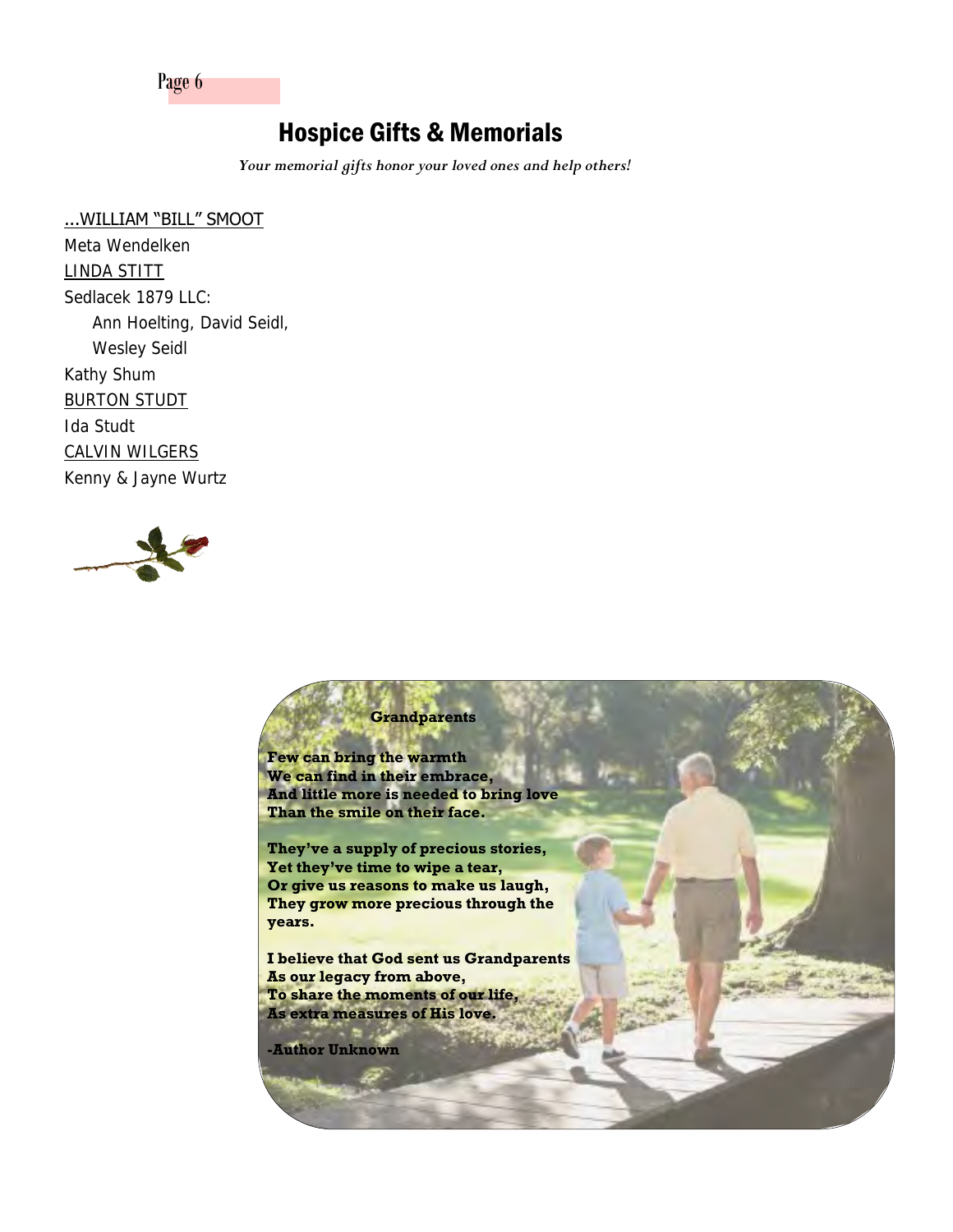# Hospice Gifts & Memorials

*Your memorial gifts honor your loved ones and help others!*

...WILLIAM "BILL" SMOOT
Meta Wendelken

LINDA STITT
Sedlacek 1879 LLC:
- Ann Hoelting, David Seidl, Wesley Seidl

Kathy Shum

BURTON STUDT
Ida Studt

CALVIN WILGERS
Kenny & Jayne Wurtz

**Grandparents**

**Few can bring the warmth**
**We can find in their embrace,**
**And little more is needed to bring love**
**Than the smile on their face.**

**They've a supply of precious stories,**
**Yet they've time to wipe a tear,**
**Or give us reasons to make us laugh,**
**They grow more precious through the years.**

**I believe that God sent us Grandparents**
**As our legacy from above,**
**To share the moments of our life,**
**As extra measures of His love.**

**-Author Unknown**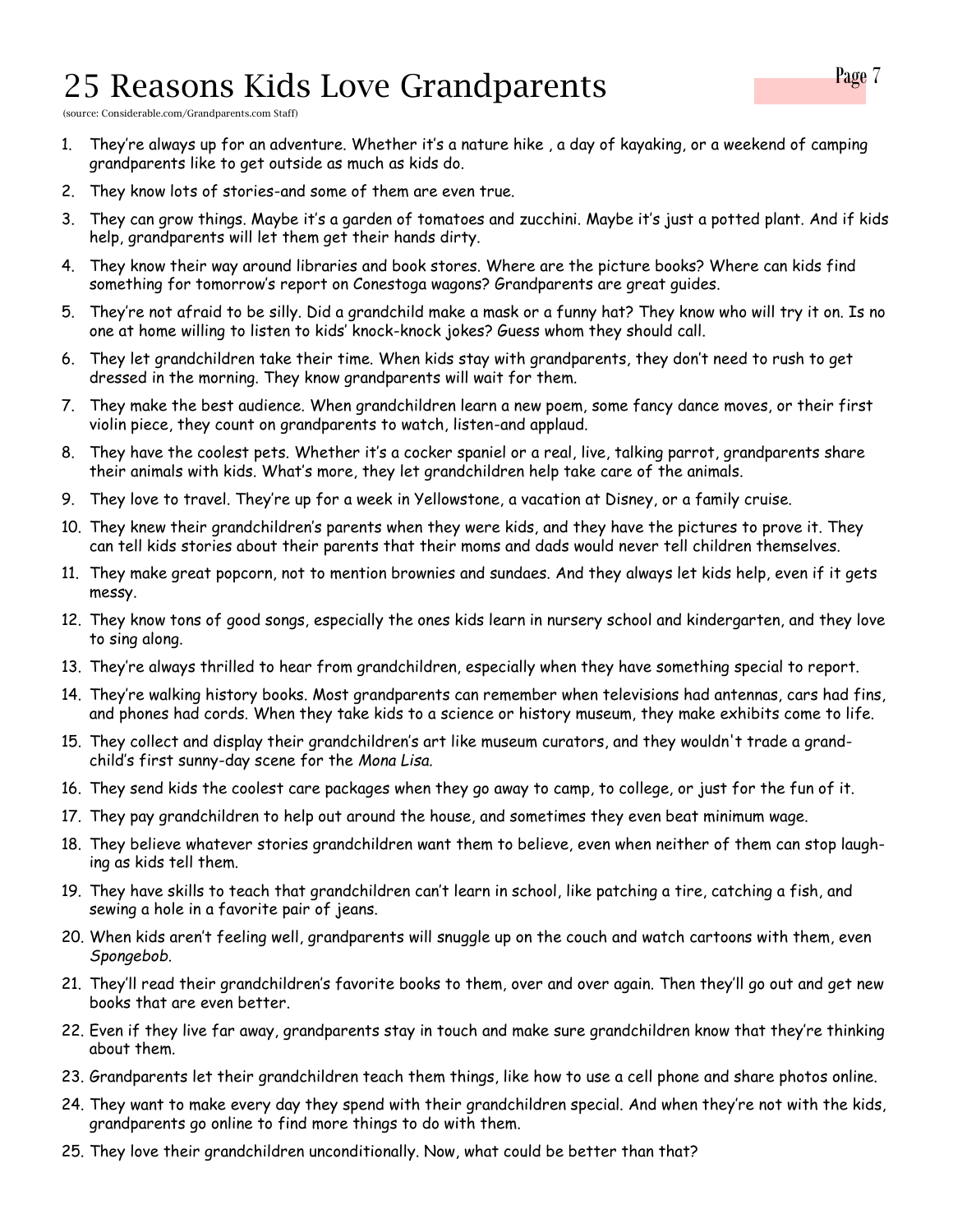# 25 Reasons Kids Love Grandparents

(source: Considerable.com/Grandparents.com Staff)

1. They're always up for an adventure. Whether it's a nature hike , a day of kayaking, or a weekend of camping grandparents like to get outside as much as kids do.
2. They know lots of stories-and some of them are even true.
3. They can grow things. Maybe it's a garden of tomatoes and zucchini. Maybe it's just a potted plant. And if kids help, grandparents will let them get their hands dirty.
4. They know their way around libraries and book stores. Where are the picture books? Where can kids find something for tomorrow's report on Conestoga wagons? Grandparents are great guides.
5. They're not afraid to be silly. Did a grandchild make a mask or a funny hat? They know who will try it on. Is no one at home willing to listen to kids' knock-knock jokes? Guess whom they should call.
6. They let grandchildren take their time. When kids stay with grandparents, they don't need to rush to get dressed in the morning. They know grandparents will wait for them.
7. They make the best audience. When grandchildren learn a new poem, some fancy dance moves, or their first violin piece, they count on grandparents to watch, listen-and applaud.
8. They have the coolest pets. Whether it's a cocker spaniel or a real, live, talking parrot, grandparents share their animals with kids. What's more, they let grandchildren help take care of the animals.
9. They love to travel. They're up for a week in Yellowstone, a vacation at Disney, or a family cruise.
10. They knew their grandchildren's parents when they were kids, and they have the pictures to prove it. They can tell kids stories about their parents that their moms and dads would never tell children themselves.
11. They make great popcorn, not to mention brownies and sundaes. And they always let kids help, even if it gets messy.
12. They know tons of good songs, especially the ones kids learn in nursery school and kindergarten, and they love to sing along.
13. They're always thrilled to hear from grandchildren, especially when they have something special to report.
14. They're walking history books. Most grandparents can remember when televisions had antennas, cars had fins, and phones had cords. When they take kids to a science or history museum, they make exhibits come to life.
15. They collect and display their grandchildren's art like museum curators, and they wouldn't trade a grandchild's first sunny-day scene for the *Mona Lisa.*
16. They send kids the coolest care packages when they go away to camp, to college, or just for the fun of it.
17. They pay grandchildren to help out around the house, and sometimes they even beat minimum wage.
18. They believe whatever stories grandchildren want them to believe, even when neither of them can stop laughing as kids tell them.
19. They have skills to teach that grandchildren can't learn in school, like patching a tire, catching a fish, and sewing a hole in a favorite pair of jeans.
20. When kids aren't feeling well, grandparents will snuggle up on the couch and watch cartoons with them, even *Spongebob.*
21. They'll read their grandchildren's favorite books to them, over and over again. Then they'll go out and get new books that are even better.
22. Even if they live far away, grandparents stay in touch and make sure grandchildren know that they're thinking about them.
23. Grandparents let their grandchildren teach them things, like how to use a cell phone and share photos online.
24. They want to make every day they spend with their grandchildren special. And when they're not with the kids, grandparents go online to find more things to do with them.
25. They love their grandchildren unconditionally. Now, what could be better than that?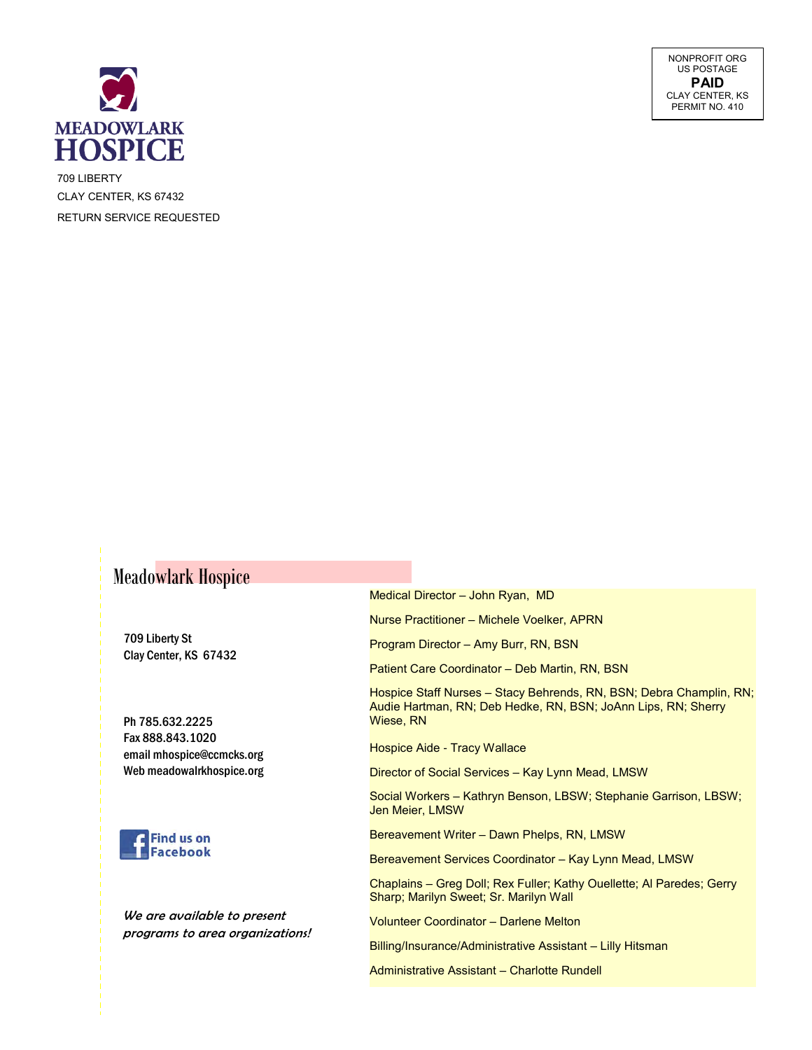MEADOWLARK HOSPICE

709 LIBERTY
CLAY CENTER, KS 67432
RETURN SERVICE REQUESTED

NONPROFIT ORG
US POSTAGE
**PAID**
CLAY CENTER, KS
PERMIT NO. 410

## Meadowlark Hospice

**709 Liberty St**
**Clay Center, KS 67432**

**Ph 785.632.2225**
**Fax 888.843.1020**
**email mhospice@ccmcks.org**
**Web meadowalrkhospice.org**

Find us on Facebook

*We are available to present programs to area organizations!*

Medical Director – John Ryan, MD

Nurse Practitioner – Michele Voelker, APRN

Program Director – Amy Burr, RN, BSN

Patient Care Coordinator – Deb Martin, RN, BSN

Hospice Staff Nurses – Stacy Behrends, RN, BSN; Debra Champlin, RN; Audie Hartman, RN; Deb Hedke, RN, BSN; JoAnn Lips, RN; Sherry Wiese, RN

Hospice Aide - Tracy Wallace

Director of Social Services – Kay Lynn Mead, LMSW

Social Workers – Kathryn Benson, LBSW; Stephanie Garrison, LBSW; Jen Meier, LMSW

Bereavement Writer – Dawn Phelps, RN, LMSW

Bereavement Services Coordinator – Kay Lynn Mead, LMSW

Chaplains – Greg Doll; Rex Fuller; Kathy Ouellette; Al Paredes; Gerry Sharp; Marilyn Sweet; Sr. Marilyn Wall

Volunteer Coordinator – Darlene Melton

Billing/Insurance/Administrative Assistant – Lilly Hitsman

Administrative Assistant – Charlotte Rundell